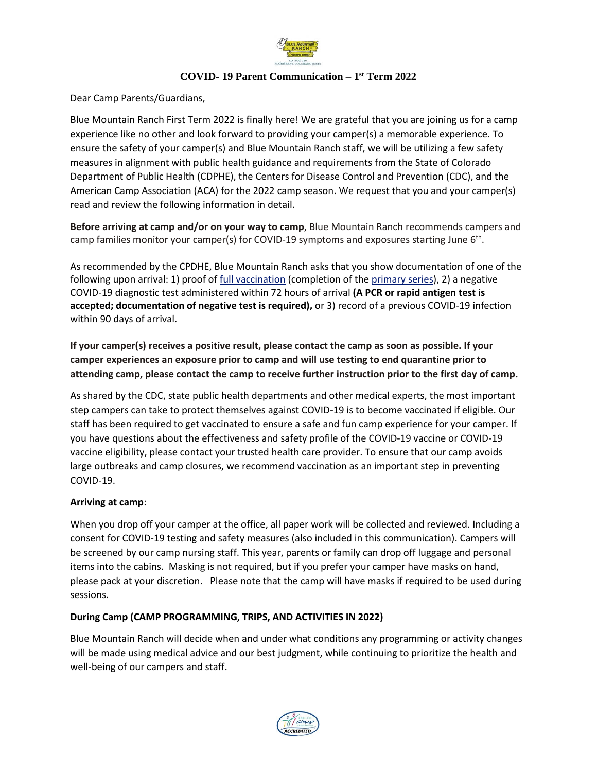## COVID- 19 Parent Communication – 1st Term 2022

Dear Camp Parents/Guardians,

Blue Mountain Ranch First Term 2022 is finally here! We are grateful that you are joining us for a camp experience like no other and look forward to providing your camper(s) a memorable experience. To ensure the safety of your camper(s) and Blue Mountain Ranch staff, we will be utilizing a few safety measures in alignment with public health guidance and requirements from the State of Colorado Department of Public Health (CDPHE), the Centers for Disease Control and Prevention (CDC), and the American Camp Association (ACA) for the 2022 camp season. We request that you and your camper(s) read and review the following information in detail.

**Before arriving at camp and/or on your way to camp**, Blue Mountain Ranch recommends campers and camp families monitor your camper(s) for COVID-19 symptoms and exposures starting June 6th.

As recommended by the CPDHE, Blue Mountain Ranch asks that you show documentation of one of the following upon arrival: 1) proof of full vaccination (completion of the primary series), 2) a negative COVID-19 diagnostic test administered within 72 hours of arrival **(A PCR or rapid antigen test is accepted; documentation of negative test is required),** or 3) record of a previous COVID-19 infection within 90 days of arrival.

**If your camper(s) receives a positive result, please contact the camp as soon as possible. If your camper experiences an exposure prior to camp and will use testing to end quarantine prior to attending camp, please contact the camp to receive further instruction prior to the first day of camp.**

As shared by the CDC, state public health departments and other medical experts, the most important step campers can take to protect themselves against COVID-19 is to become vaccinated if eligible. Our staff has been required to get vaccinated to ensure a safe and fun camp experience for your camper. If you have questions about the effectiveness and safety profile of the COVID-19 vaccine or COVID-19 vaccine eligibility, please contact your trusted health care provider. To ensure that our camp avoids large outbreaks and camp closures, we recommend vaccination as an important step in preventing COVID-19.

**Arriving at camp**:

When you drop off your camper at the office, all paper work will be collected and reviewed. Including a consent for COVID-19 testing and safety measures (also included in this communication). Campers will be screened by our camp nursing staff. This year, parents or family can drop off luggage and personal items into the cabins. Masking is not required, but if you prefer your camper have masks on hand, please pack at your discretion. Please note that the camp will have masks if required to be used during sessions.

**During Camp (CAMP PROGRAMMING, TRIPS, AND ACTIVITIES IN 2022)**

Blue Mountain Ranch will decide when and under what conditions any programming or activity changes will be made using medical advice and our best judgment, while continuing to prioritize the health and well-being of our campers and staff.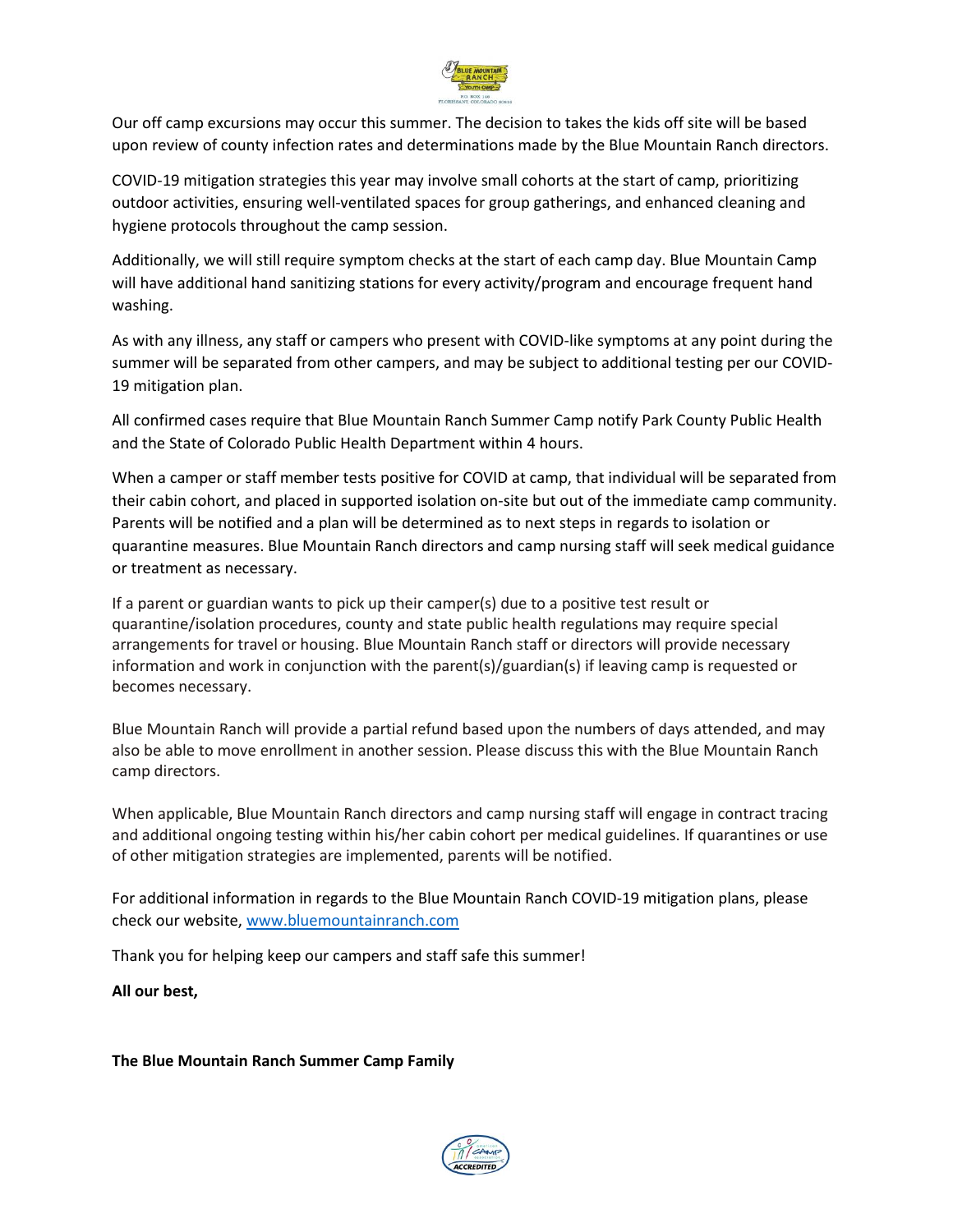Our off camp excursions may occur this summer. The decision to takes the kids off site will be based upon review of county infection rates and determinations made by the Blue Mountain Ranch directors.

COVID-19 mitigation strategies this year may involve small cohorts at the start of camp, prioritizing outdoor activities, ensuring well-ventilated spaces for group gatherings, and enhanced cleaning and hygiene protocols throughout the camp session.

Additionally, we will still require symptom checks at the start of each camp day. Blue Mountain Camp will have additional hand sanitizing stations for every activity/program and encourage frequent hand washing.

As with any illness, any staff or campers who present with COVID-like symptoms at any point during the summer will be separated from other campers, and may be subject to additional testing per our COVID-19 mitigation plan.

All confirmed cases require that Blue Mountain Ranch Summer Camp notify Park County Public Health and the State of Colorado Public Health Department within 4 hours.

When a camper or staff member tests positive for COVID at camp, that individual will be separated from their cabin cohort, and placed in supported isolation on-site but out of the immediate camp community. Parents will be notified and a plan will be determined as to next steps in regards to isolation or quarantine measures. Blue Mountain Ranch directors and camp nursing staff will seek medical guidance or treatment as necessary.

If a parent or guardian wants to pick up their camper(s) due to a positive test result or quarantine/isolation procedures, county and state public health regulations may require special arrangements for travel or housing. Blue Mountain Ranch staff or directors will provide necessary information and work in conjunction with the parent(s)/guardian(s) if leaving camp is requested or becomes necessary.

Blue Mountain Ranch will provide a partial refund based upon the numbers of days attended, and may also be able to move enrollment in another session. Please discuss this with the Blue Mountain Ranch camp directors.

When applicable, Blue Mountain Ranch directors and camp nursing staff will engage in contract tracing and additional ongoing testing within his/her cabin cohort per medical guidelines. If quarantines or use of other mitigation strategies are implemented, parents will be notified.

For additional information in regards to the Blue Mountain Ranch COVID-19 mitigation plans, please check our website, www.bluemountainranch.com

Thank you for helping keep our campers and staff safe this summer!

**All our best,**

**The Blue Mountain Ranch Summer Camp Family**